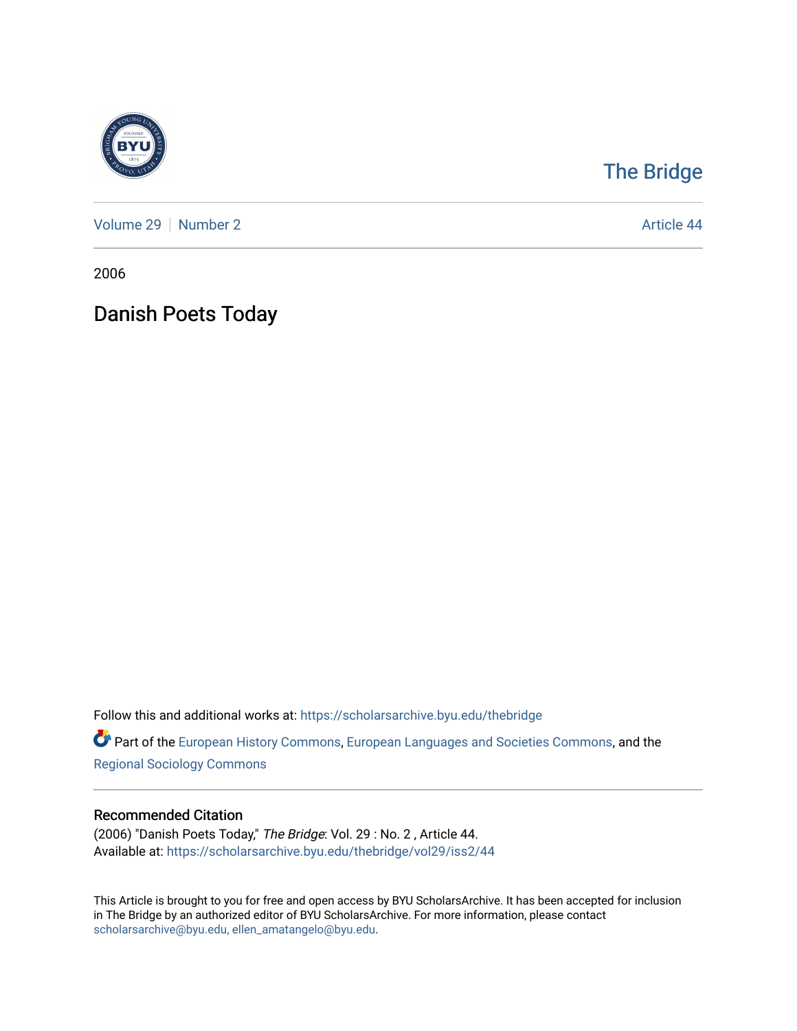The Bridge

Volume 29 | Number 2 | Article 44

2006

# Danish Poets Today

Follow this and additional works at: https://scholarsarchive.byu.edu/thebridge

Part of the European History Commons, European Languages and Societies Commons, and the Regional Sociology Commons

## Recommended Citation

(2006) "Danish Poets Today," *The Bridge*: Vol. 29 : No. 2 , Article 44.
Available at: https://scholarsarchive.byu.edu/thebridge/vol29/iss2/44

This Article is brought to you for free and open access by BYU ScholarsArchive. It has been accepted for inclusion in The Bridge by an authorized editor of BYU ScholarsArchive. For more information, please contact scholarsarchive@byu.edu, ellen_amatangelo@byu.edu.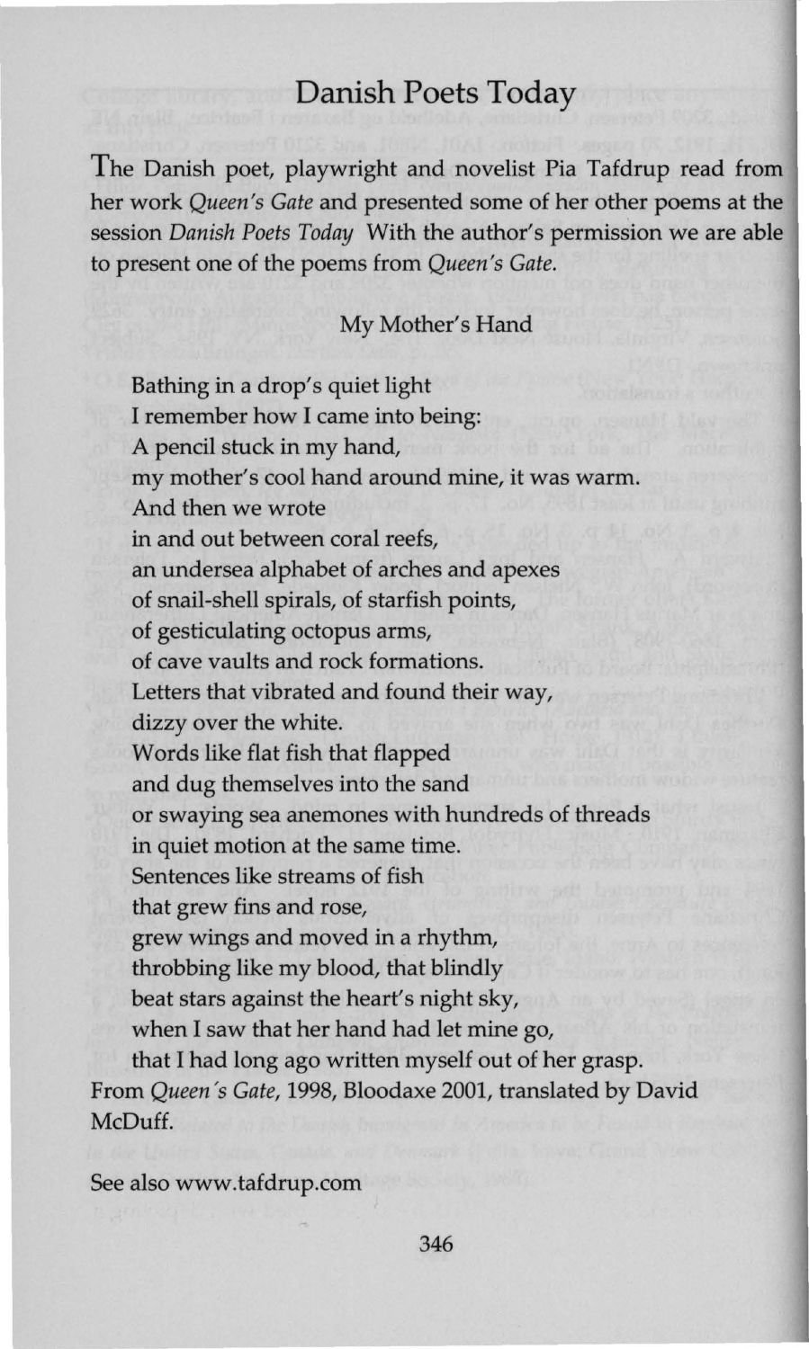# Danish Poets Today

The Danish poet, playwright and novelist Pia Tafdrup read from her work *Queen's Gate* and presented some of her other poems at the session *Danish Poets Today* With the author's permission we are able to present one of the poems from *Queen's Gate.*

## My Mother's Hand

Bathing in a drop's quiet light  
I remember how I came into being:  
A pencil stuck in my hand,  
my mother's cool hand around mine, it was warm.  
And then we wrote  
in and out between coral reefs,  
an undersea alphabet of arches and apexes  
of snail-shell spirals, of starfish points,  
of gesticulating octopus arms,  
of cave vaults and rock formations.  
Letters that vibrated and found their way,  
dizzy over the white.  
Words like flat fish that flapped  
and dug themselves into the sand  
or swaying sea anemones with hundreds of threads  
in quiet motion at the same time.  
Sentences like streams of fish  
that grew fins and rose,  
grew wings and moved in a rhythm,  
throbbing like my blood, that blindly  
beat stars against the heart's night sky,  
when I saw that her hand had let mine go,  
that I had long ago written myself out of her grasp.

From *Queen´s Gate*, 1998, Bloodaxe 2001, translated by David McDuff.

See also www.tafdrup.com